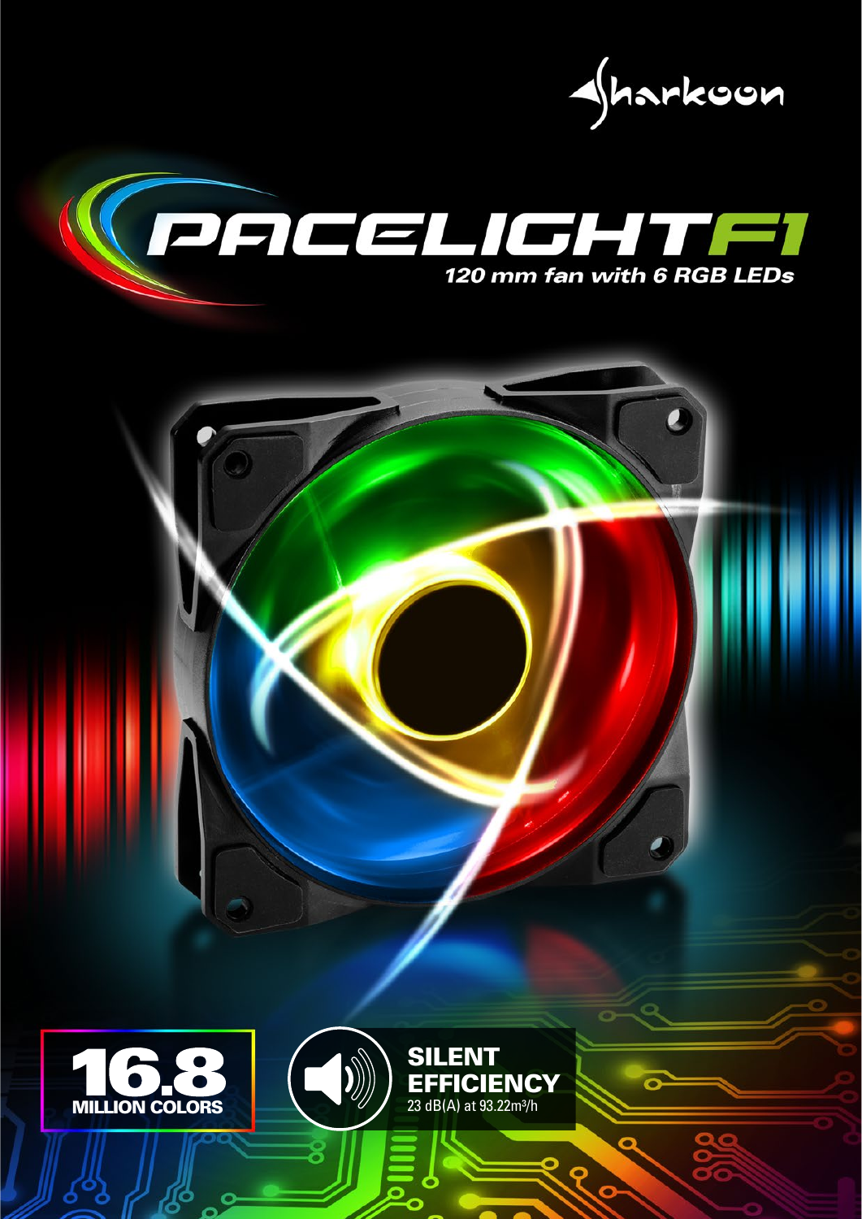Sharkoon

# PACELIGHT F1

***120 mm fan with 6 RGB LEDs***

**16.8 MILLION COLORS**

**SILENT EFFICIENCY**

23 dB(A) at 93.22m³/h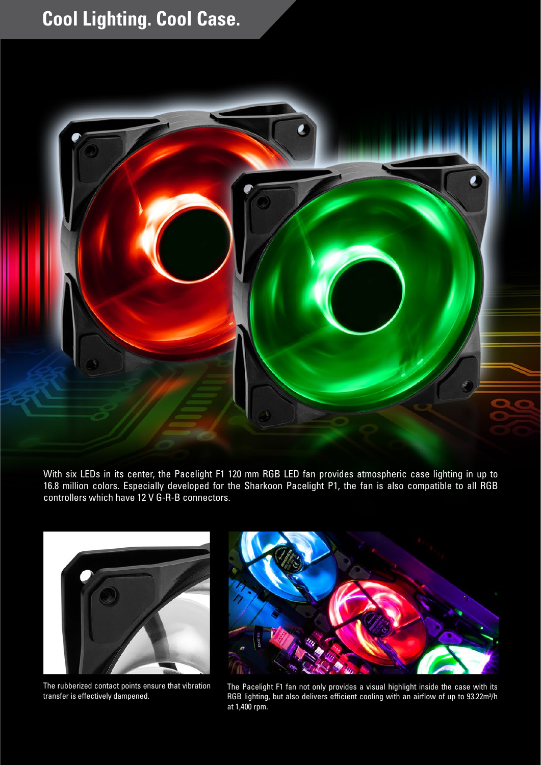# Cool Lighting. Cool Case.

With six LEDs in its center, the Pacelight F1 120 mm RGB LED fan provides atmospheric case lighting in up to 16.8 million colors. Especially developed for the Sharkoon Pacelight P1, the fan is also compatible to all RGB controllers which have 12 V G-R-B connectors.

The rubberized contact points ensure that vibration transfer is effectively dampened.

The Pacelight F1 fan not only provides a visual highlight inside the case with its RGB lighting, but also delivers efficient cooling with an airflow of up to 93.22m³/h at 1,400 rpm.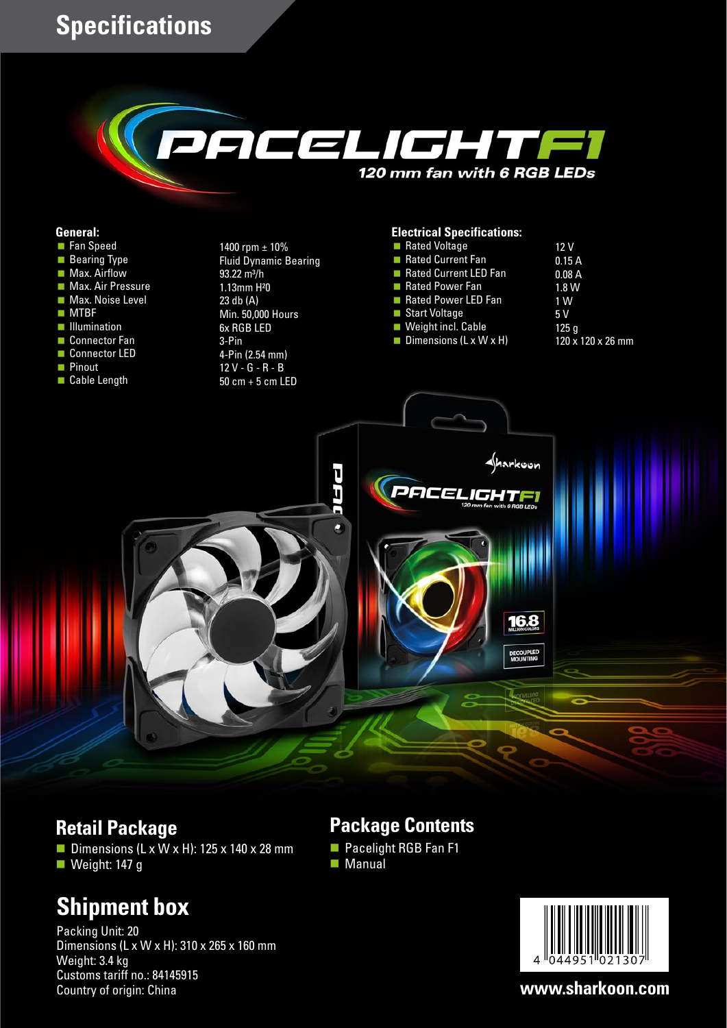# Specifications

PACELIGHT F1

*120 mm fan with 6 RGB LEDs*

**General:**

| | |
|---|---|
| Fan Speed | 1400 rpm ± 10% |
| Bearing Type | Fluid Dynamic Bearing |
| Max. Airflow | 93.22 m³/h |
| Max. Air Pressure | 1.13mm H²0 |
| Max. Noise Level | 23 db (A) |
| MTBF | Min. 50,000 Hours |
| Illumination | 6x RGB LED |
| Connector Fan | 3-Pin |
| Connector LED | 4-Pin (2.54 mm) |
| Pinout | 12 V - G - R - B |
| Cable Length | 50 cm + 5 cm LED |

**Electrical Specifications:**

| | |
|---|---|
| Rated Voltage | 12 V |
| Rated Current Fan | 0.15 A |
| Rated Current LED Fan | 0.08 A |
| Rated Power Fan | 1.8 W |
| Rated Power LED Fan | 1 W |
| Start Voltage | 5 V |
| Weight incl. Cable | 125 g |
| Dimensions (L x W x H) | 120 x 120 x 26 mm |

## Retail Package

- Dimensions (L x W x H): 125 x 140 x 28 mm
- Weight: 147 g

## Package Contents

- Pacelight RGB Fan F1
- Manual

## Shipment box

Packing Unit: 20
Dimensions (L x W x H): 310 x 265 x 160 mm
Weight: 3.4 kg
Customs tariff no.: 84145915
Country of origin: China

4 044951 021307

**www.sharkoon.com**